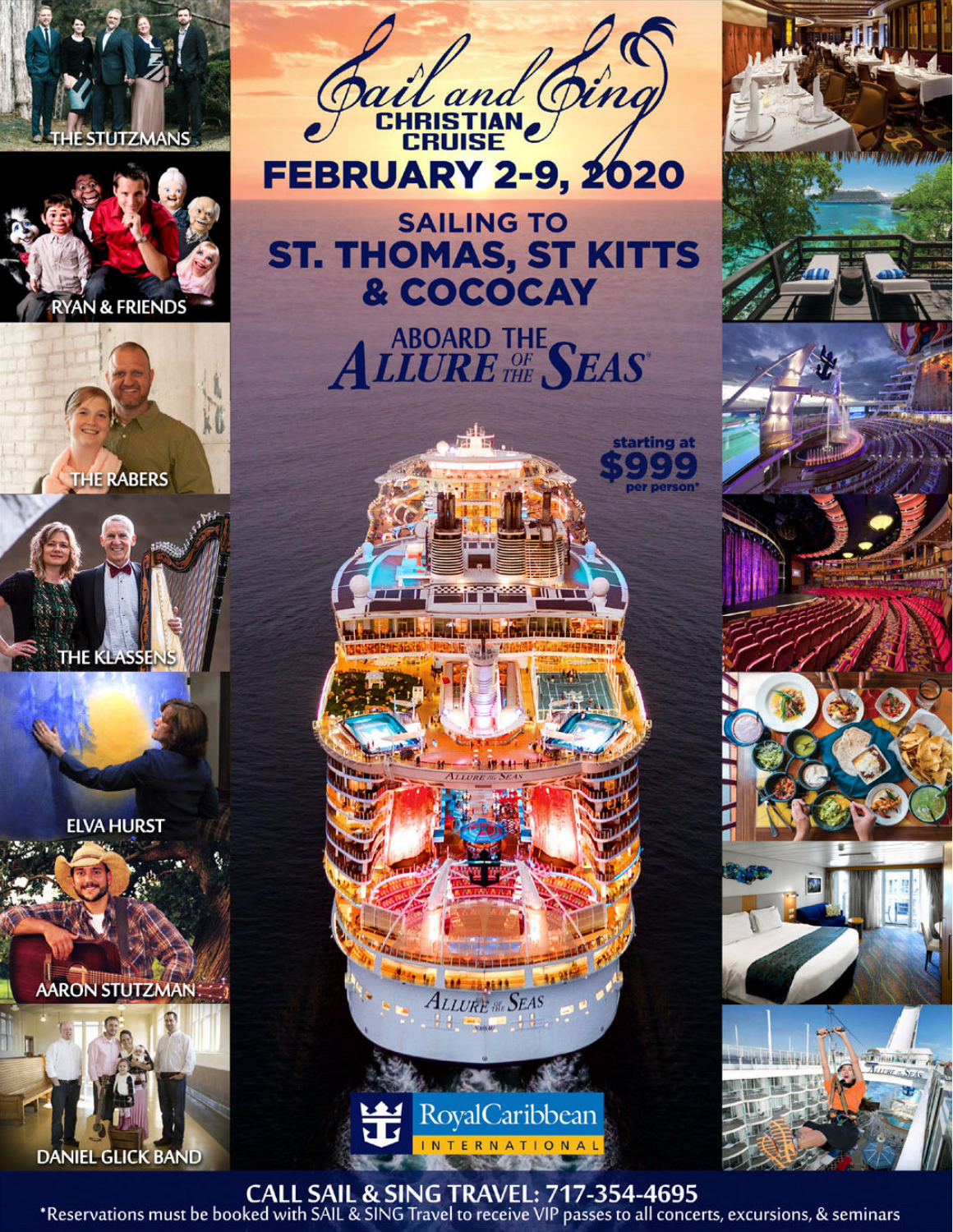# Sail and Sing CHRISTIAN CRUISE

## FEBRUARY 2-9, 2020

## SAILING TO ST. THOMAS, ST KITTS & COCOCAY

## ABOARD THE ALLURE OF THE SEAS

starting at **$999** per person*

THE STUTZMANS

RYAN & FRIENDS

THE RABERS

THE KLASSENS

ELVA HURST

AARON STUTZMAN

DANIEL GLICK BAND

Royal Caribbean INTERNATIONAL

**CALL SAIL & SING TRAVEL: 717-354-4695**

*Reservations must be booked with SAIL & SING Travel to receive VIP passes to all concerts, excursions, & seminars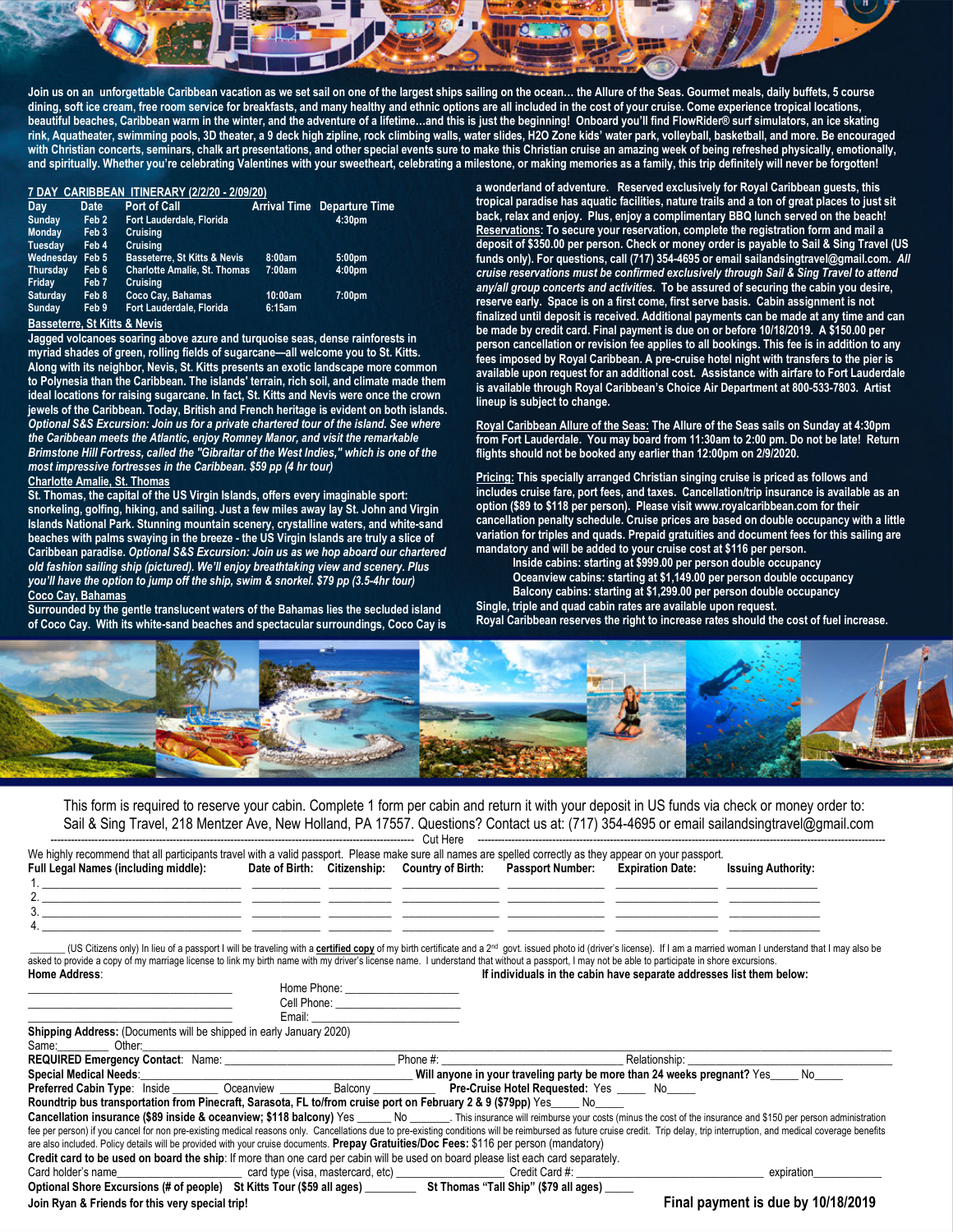Join us on an unforgettable Caribbean vacation as we set sail on one of the largest ships sailing on the ocean… the Allure of the Seas. Gourmet meals, daily buffets, 5 course dining, soft ice cream, free room service for breakfasts, and many healthy and ethnic options are all included in the cost of your cruise. Come experience tropical locations, beautiful beaches, Caribbean warm in the winter, and the adventure of a lifetime…and this is just the beginning! Onboard you'll find FlowRider® surf simulators, an ice skating rink, Aquatheater, swimming pools, 3D theater, a 9 deck high zipline, rock climbing walls, water slides, H2O Zone kids' water park, volleyball, basketball, and more. Be encouraged with Christian concerts, seminars, chalk art presentations, and other special events sure to make this Christian cruise an amazing week of being refreshed physically, emotionally, and spiritually. Whether you're celebrating Valentines with your sweetheart, celebrating a milestone, or making memories as a family, this trip definitely will never be forgotten!

**7 DAY CARIBBEAN ITINERARY (2/2/20 - 2/09/20)**

| Day | Date | Port of Call | Arrival Time | Departure Time |
|---|---|---|---|---|
| Sunday | Feb 2 | Fort Lauderdale, Florida | | 4:30pm |
| Monday | Feb 3 | Cruising | | |
| Tuesday | Feb 4 | Cruising | | |
| Wednesday | Feb 5 | Basseterre, St Kitts & Nevis | 8:00am | 5:00pm |
| Thursday | Feb 6 | Charlotte Amalie, St. Thomas | 7:00am | 4:00pm |
| Friday | Feb 7 | Cruising | | |
| Saturday | Feb 8 | Coco Cay, Bahamas | 10:00am | 7:00pm |
| Sunday | Feb 9 | Fort Lauderdale, Florida | 6:15am | |

**Basseterre, St Kitts & Nevis**

Jagged volcanoes soaring above azure and turquoise seas, dense rainforests in myriad shades of green, rolling fields of sugarcane—all welcome you to St. Kitts. Along with its neighbor, Nevis, St. Kitts presents an exotic landscape more common to Polynesia than the Caribbean. The islands' terrain, rich soil, and climate made them ideal locations for raising sugarcane. In fact, St. Kitts and Nevis were once the crown jewels of the Caribbean. Today, British and French heritage is evident on both islands. *Optional S&S Excursion: Join us for a private chartered tour of the island. See where the Caribbean meets the Atlantic, enjoy Romney Manor, and visit the remarkable Brimstone Hill Fortress, called the "Gibraltar of the West Indies," which is one of the most impressive fortresses in the Caribbean. $59 pp (4 hr tour)*

**Charlotte Amalie, St. Thomas**

St. Thomas, the capital of the US Virgin Islands, offers every imaginable sport: snorkeling, golfing, hiking, and sailing. Just a few miles away lay St. John and Virgin Islands National Park. Stunning mountain scenery, crystalline waters, and white-sand beaches with palms swaying in the breeze - the US Virgin Islands are truly a slice of Caribbean paradise. *Optional S&S Excursion: Join us as we hop aboard our chartered old fashion sailing ship (pictured). We'll enjoy breathtaking view and scenery. Plus you'll have the option to jump off the ship, swim & snorkel. $79 pp (3.5-4hr tour)*

**Coco Cay, Bahamas**

Surrounded by the gentle translucent waters of the Bahamas lies the secluded island of Coco Cay. With its white-sand beaches and spectacular surroundings, Coco Cay is a wonderland of adventure. Reserved exclusively for Royal Caribbean guests, this tropical paradise has aquatic facilities, nature trails and a ton of great places to just sit back, relax and enjoy. Plus, enjoy a complimentary BBQ lunch served on the beach!

**Reservations:** To secure your reservation, complete the registration form and mail a deposit of $350.00 per person. Check or money order is payable to Sail & Sing Travel (US funds only). For questions, call (717) 354-4695 or email sailandsingtravel@gmail.com. *All cruise reservations must be confirmed exclusively through Sail & Sing Travel to attend any/all group concerts and activities.* To be assured of securing the cabin you desire, reserve early. Space is on a first come, first serve basis. Cabin assignment is not finalized until deposit is received. Additional payments can be made at any time and can be made by credit card. Final payment is due on or before 10/18/2019. A $150.00 per person cancellation or revision fee applies to all bookings. This fee is in addition to any fees imposed by Royal Caribbean. A pre-cruise hotel night with transfers to the pier is available upon request for an additional cost. Assistance with airfare to Fort Lauderdale is available through Royal Caribbean's Choice Air Department at 800-533-7803. Artist lineup is subject to change.

**Royal Caribbean Allure of the Seas:** The Allure of the Seas sails on Sunday at 4:30pm from Fort Lauderdale. You may board from 11:30am to 2:00 pm. Do not be late! Return flights should not be booked any earlier than 12:00pm on 2/9/2020.

**Pricing:** This specially arranged Christian singing cruise is priced as follows and includes cruise fare, port fees, and taxes. Cancellation/trip insurance is available as an option ($89 to $118 per person). Please visit www.royalcaribbean.com for their cancellation penalty schedule. Cruise prices are based on double occupancy with a little variation for triples and quads. Prepaid gratuities and document fees for this sailing are mandatory and will be added to your cruise cost at $116 per person.

- Inside cabins: starting at $999.00 per person double occupancy
- Oceanview cabins: starting at $1,149.00 per person double occupancy
- Balcony cabins: starting at $1,299.00 per person double occupancy

Single, triple and quad cabin rates are available upon request.
Royal Caribbean reserves the right to increase rates should the cost of fuel increase.

This form is required to reserve your cabin. Complete 1 form per cabin and return it with your deposit in US funds via check or money order to: Sail & Sing Travel, 218 Mentzer Ave, New Holland, PA 17557. Questions? Contact us at: (717) 354-4695 or email sailandsingtravel@gmail.com

------------------------------------------------ Cut Here ------------------------------------------------

We highly recommend that all participants travel with a valid passport. Please make sure all names are spelled correctly as they appear on your passport.

| Full Legal Names (including middle): | Date of Birth: | Citizenship: | Country of Birth: | Passport Number: | Expiration Date: | Issuing Authority: |
|---|---|---|---|---|---|---|
| 1. | | | | | | |
| 2. | | | | | | |
| 3. | | | | | | |
| 4. | | | | | | |

______ (US Citizens only) In lieu of a passport I will be traveling with a **certified copy** of my birth certificate and a 2nd govt. issued photo id (driver's license). If I am a married woman I understand that I may also be asked to provide a copy of my marriage license to link my birth name with my driver's license name. I understand that without a passport, I may not be able to participate in shore excursions.

**Home Address**: **If individuals in the cabin have separate addresses list them below:**

________________________________

________________________________

________________________________

Home Phone: ____________________
Cell Phone: ____________________
Email: ____________________

**Shipping Address:** (Documents will be shipped in early January 2020)
Same:__________ Other:________________________________

**REQUIRED Emergency Contact**: Name: ______________________ Phone #: ______________________ Relationship: ______________________

**Special Medical Needs**:______________________ **Will anyone in your traveling party be more than 24 weeks pregnant?** Yes____ No____

**Preferred Cabin Type**: Inside ________ Oceanview ________ Balcony ________ **Pre-Cruise Hotel Requested:** Yes _____ No_____

**Roundtrip bus transportation from Pinecraft, Sarasota, FL to/from cruise port on February 2 & 9 ($79pp)** Yes_____ No_____

**Cancellation insurance ($89 inside & oceanview; $118 balcony)** Yes ______ No ______. This insurance will reimburse your costs (minus the cost of the insurance and $150 per person administration fee per person) if you cancel for non pre-existing medical reasons only. Cancellations due to pre-existing conditions will be reimbursed as future cruise credit. Trip delay, trip interruption, and medical coverage benefits are also included. Policy details will be provided with your cruise documents. **Prepay Gratuities/Doc Fees:** $116 per person (mandatory)

**Credit card to be used on board the ship**: If more than one card per cabin will be used on board please list each card separately.
Card holder's name______________ card type (visa, mastercard, etc) ______________ Credit Card #: ______________ expiration____________

**Optional Shore Excursions (# of people)** **St Kitts Tour ($59 all ages)** ________ **St Thomas "Tall Ship" ($79 all ages)** _____

**Join Ryan & Friends for this very special trip!**

**Final payment is due by 10/18/2019**